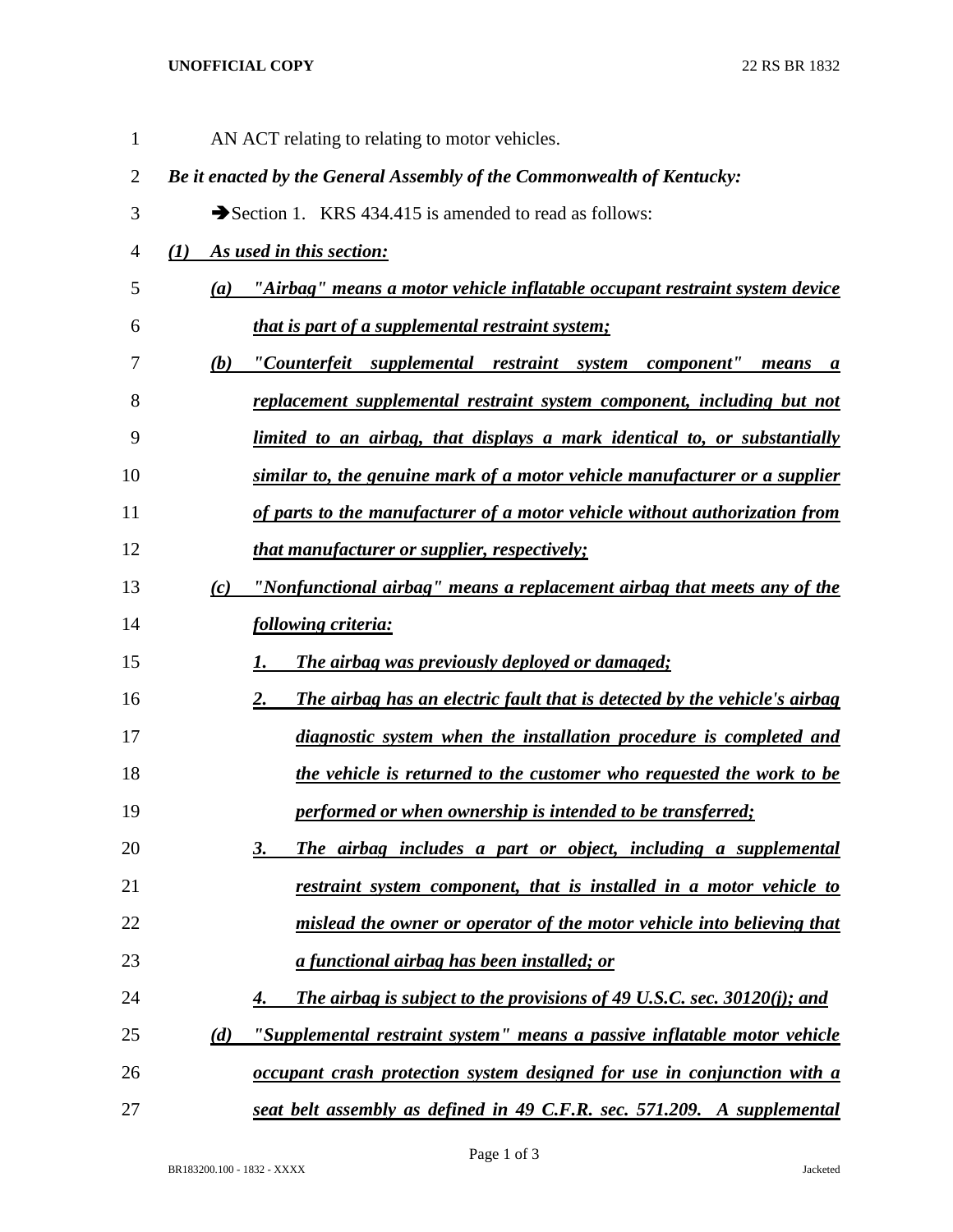AN ACT relating to relating to motor vehicles.

***Be it enacted by the General Assembly of the Commonwealth of Kentucky:***

➔Section 1. KRS 434.415 is amended to read as follows:

***(1) As used in this section:***

***(a) "Airbag" means a motor vehicle inflatable occupant restraint system device that is part of a supplemental restraint system;***

***(b) "Counterfeit supplemental restraint system component" means a replacement supplemental restraint system component, including but not limited to an airbag, that displays a mark identical to, or substantially similar to, the genuine mark of a motor vehicle manufacturer or a supplier of parts to the manufacturer of a motor vehicle without authorization from that manufacturer or supplier, respectively;***

***(c) "Nonfunctional airbag" means a replacement airbag that meets any of the following criteria:***

***1. The airbag was previously deployed or damaged;***

***2. The airbag has an electric fault that is detected by the vehicle's airbag diagnostic system when the installation procedure is completed and the vehicle is returned to the customer who requested the work to be performed or when ownership is intended to be transferred;***

***3. The airbag includes a part or object, including a supplemental restraint system component, that is installed in a motor vehicle to mislead the owner or operator of the motor vehicle into believing that a functional airbag has been installed; or***

***4. The airbag is subject to the provisions of 49 U.S.C. sec. 30120(j); and***

***(d) "Supplemental restraint system" means a passive inflatable motor vehicle occupant crash protection system designed for use in conjunction with a seat belt assembly as defined in 49 C.F.R. sec. 571.209. A supplemental***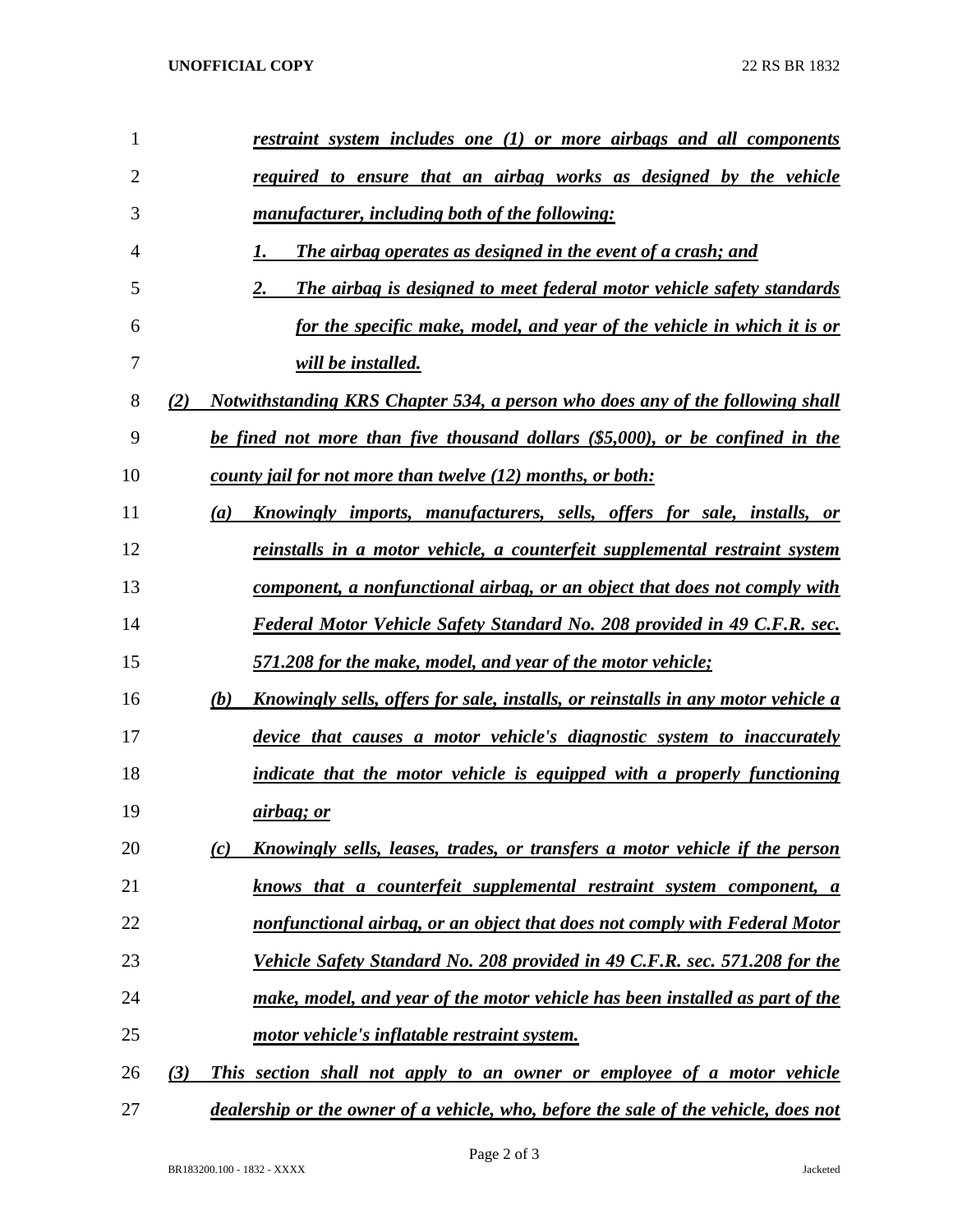*restraint system includes one (1) or more airbags and all components required to ensure that an airbag works as designed by the vehicle manufacturer, including both of the following:*

1. *The airbag operates as designed in the event of a crash; and*
2. *The airbag is designed to meet federal motor vehicle safety standards for the specific make, model, and year of the vehicle in which it is or will be installed.*

*(2) Notwithstanding KRS Chapter 534, a person who does any of the following shall be fined not more than five thousand dollars ($5,000), or be confined in the county jail for not more than twelve (12) months, or both:*

*(a) Knowingly imports, manufacturers, sells, offers for sale, installs, or reinstalls in a motor vehicle, a counterfeit supplemental restraint system component, a nonfunctional airbag, or an object that does not comply with Federal Motor Vehicle Safety Standard No. 208 provided in 49 C.F.R. sec. 571.208 for the make, model, and year of the motor vehicle;*

*(b) Knowingly sells, offers for sale, installs, or reinstalls in any motor vehicle a device that causes a motor vehicle's diagnostic system to inaccurately indicate that the motor vehicle is equipped with a properly functioning airbag; or*

*(c) Knowingly sells, leases, trades, or transfers a motor vehicle if the person knows that a counterfeit supplemental restraint system component, a nonfunctional airbag, or an object that does not comply with Federal Motor Vehicle Safety Standard No. 208 provided in 49 C.F.R. sec. 571.208 for the make, model, and year of the motor vehicle has been installed as part of the motor vehicle's inflatable restraint system.*

*(3) This section shall not apply to an owner or employee of a motor vehicle dealership or the owner of a vehicle, who, before the sale of the vehicle, does not*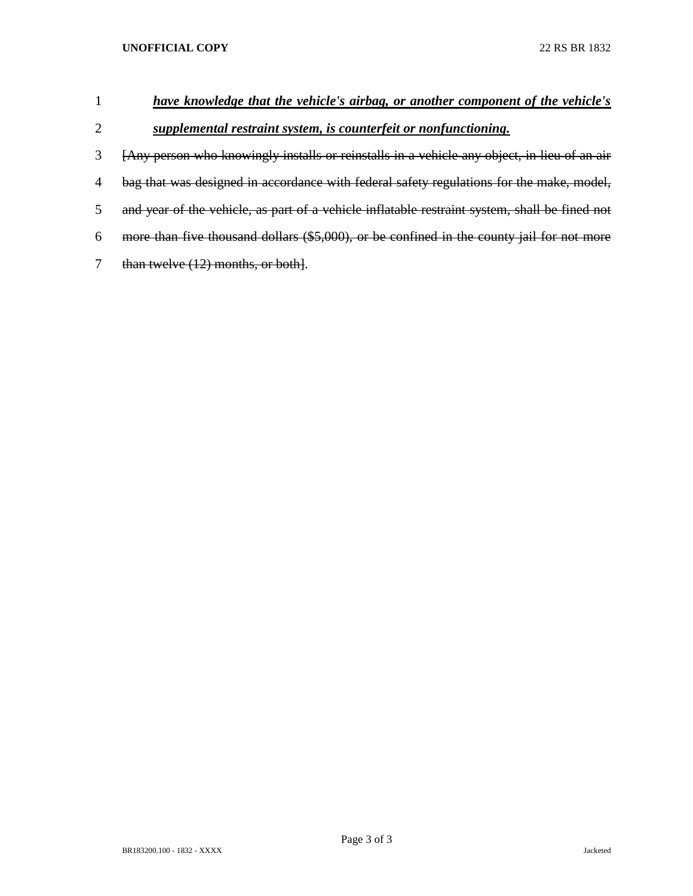***have knowledge that the vehicle's airbag, or another component of the vehicle's supplemental restraint system, is counterfeit or nonfunctioning.***

[~~Any person who knowingly installs or reinstalls in a vehicle any object, in lieu of an air bag that was designed in accordance with federal safety regulations for the make, model, and year of the vehicle, as part of a vehicle inflatable restraint system, shall be fined not more than five thousand dollars ($5,000), or be confined in the county jail for not more than twelve (12) months, or both~~].